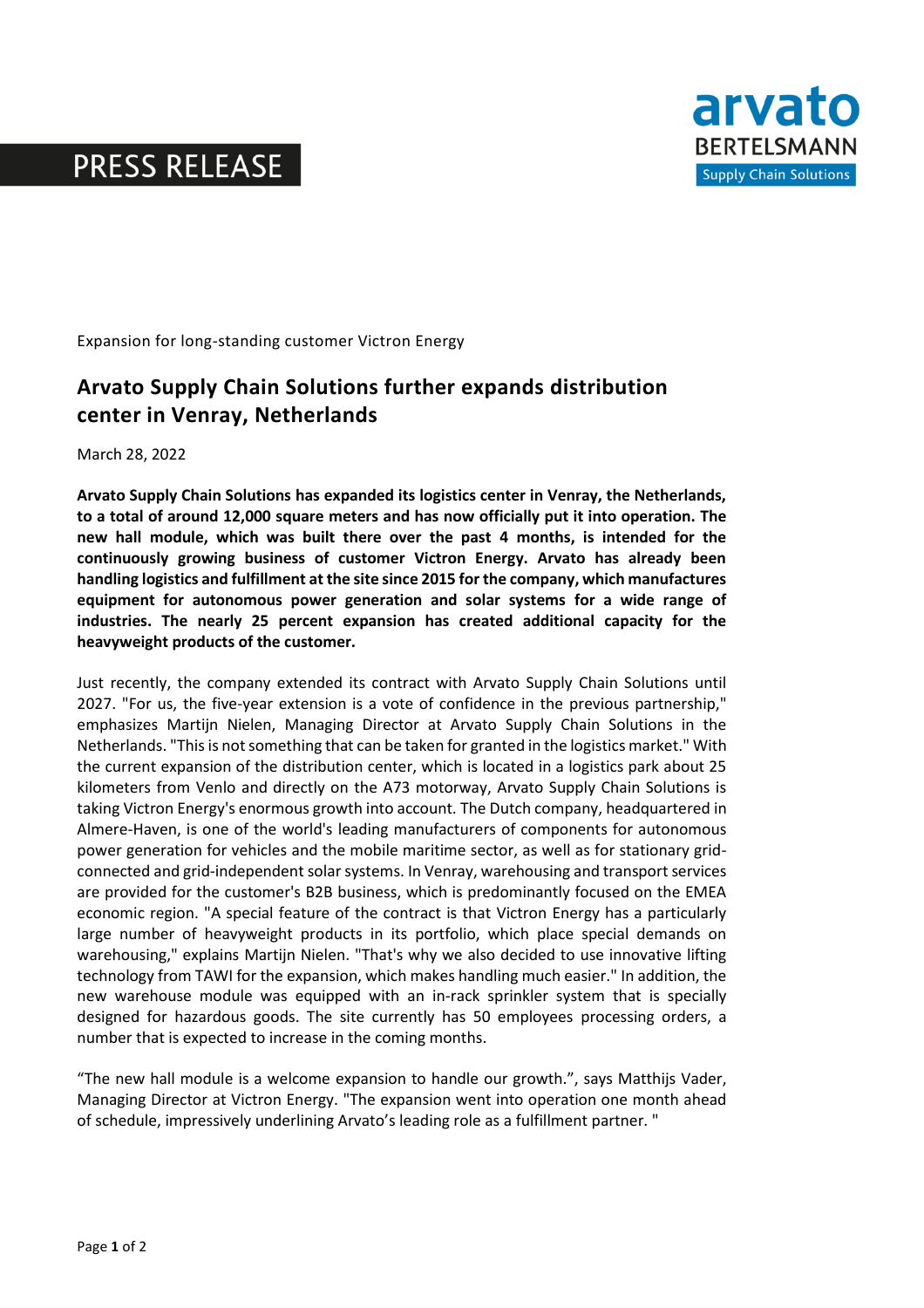PRESS RELEASE

Expansion for long-standing customer Victron Energy

# Arvato Supply Chain Solutions further expands distribution center in Venray, Netherlands

March 28, 2022

**Arvato Supply Chain Solutions has expanded its logistics center in Venray, the Netherlands, to a total of around 12,000 square meters and has now officially put it into operation. The new hall module, which was built there over the past 4 months, is intended for the continuously growing business of customer Victron Energy. Arvato has already been handling logistics and fulfillment at the site since 2015 for the company, which manufactures equipment for autonomous power generation and solar systems for a wide range of industries. The nearly 25 percent expansion has created additional capacity for the heavyweight products of the customer.**

Just recently, the company extended its contract with Arvato Supply Chain Solutions until 2027. "For us, the five-year extension is a vote of confidence in the previous partnership," emphasizes Martijn Nielen, Managing Director at Arvato Supply Chain Solutions in the Netherlands. "This is not something that can be taken for granted in the logistics market." With the current expansion of the distribution center, which is located in a logistics park about 25 kilometers from Venlo and directly on the A73 motorway, Arvato Supply Chain Solutions is taking Victron Energy's enormous growth into account. The Dutch company, headquartered in Almere-Haven, is one of the world's leading manufacturers of components for autonomous power generation for vehicles and the mobile maritime sector, as well as for stationary grid-connected and grid-independent solar systems. In Venray, warehousing and transport services are provided for the customer's B2B business, which is predominantly focused on the EMEA economic region. "A special feature of the contract is that Victron Energy has a particularly large number of heavyweight products in its portfolio, which place special demands on warehousing," explains Martijn Nielen. "That's why we also decided to use innovative lifting technology from TAWI for the expansion, which makes handling much easier." In addition, the new warehouse module was equipped with an in-rack sprinkler system that is specially designed for hazardous goods. The site currently has 50 employees processing orders, a number that is expected to increase in the coming months.

"The new hall module is a welcome expansion to handle our growth.", says Matthijs Vader, Managing Director at Victron Energy. "The expansion went into operation one month ahead of schedule, impressively underlining Arvato's leading role as a fulfillment partner. "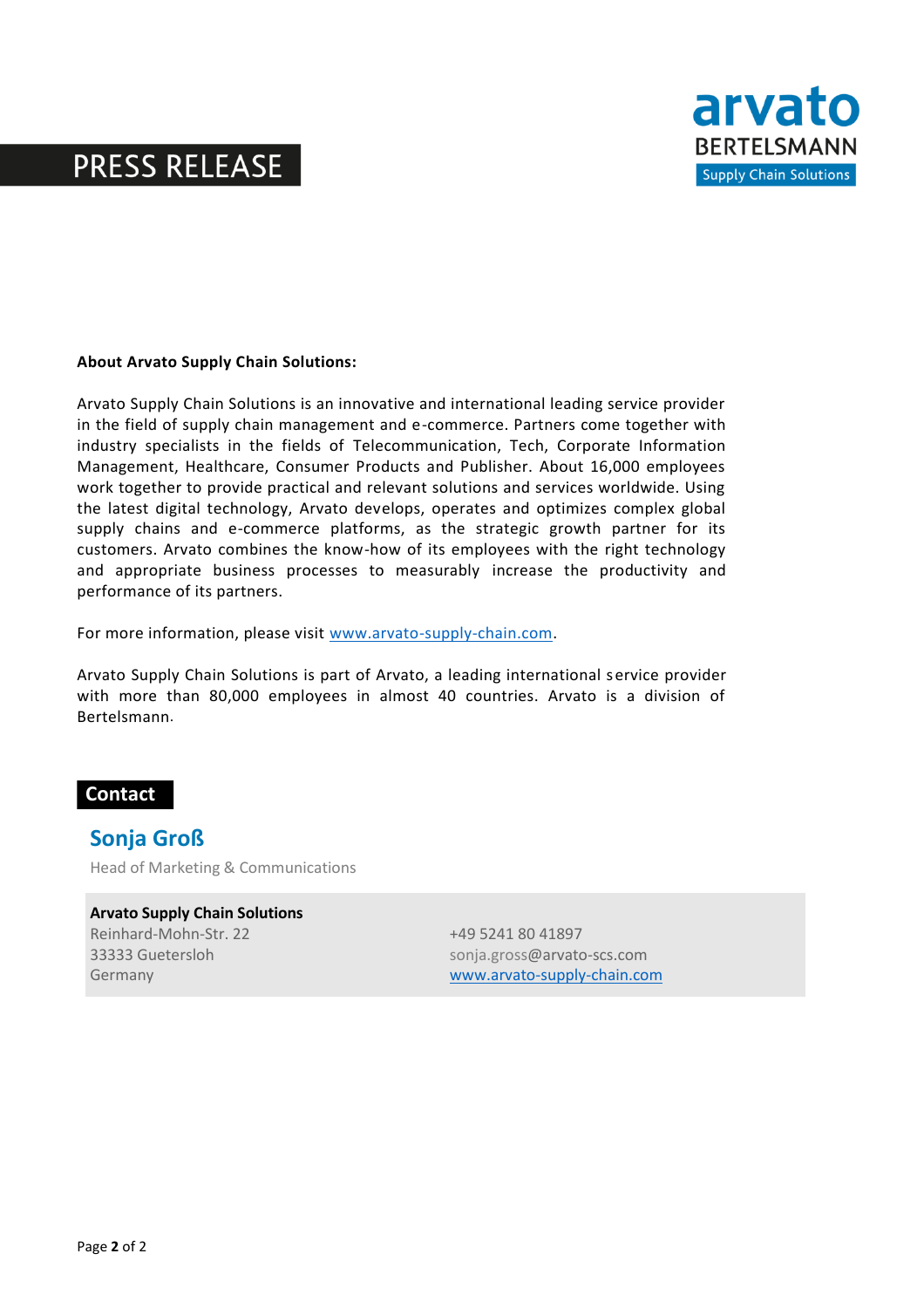PRESS RELEASE

arvato
BERTELSMANN
Supply Chain Solutions

**About Arvato Supply Chain Solutions:**

Arvato Supply Chain Solutions is an innovative and international leading service provider in the field of supply chain management and e-commerce. Partners come together with industry specialists in the fields of Telecommunication, Tech, Corporate Information Management, Healthcare, Consumer Products and Publisher. About 16,000 employees work together to provide practical and relevant solutions and services worldwide. Using the latest digital technology, Arvato develops, operates and optimizes complex global supply chains and e-commerce platforms, as the strategic growth partner for its customers. Arvato combines the know-how of its employees with the right technology and appropriate business processes to measurably increase the productivity and performance of its partners.

For more information, please visit www.arvato-supply-chain.com.

Arvato Supply Chain Solutions is part of Arvato, a leading international service provider with more than 80,000 employees in almost 40 countries. Arvato is a division of Bertelsmann.

**Contact**

**Sonja Groß**
Head of Marketing & Communications

**Arvato Supply Chain Solutions**
Reinhard-Mohn-Str. 22
33333 Guetersloh
Germany

+49 5241 80 41897
sonja.gross@arvato-scs.com
www.arvato-supply-chain.com